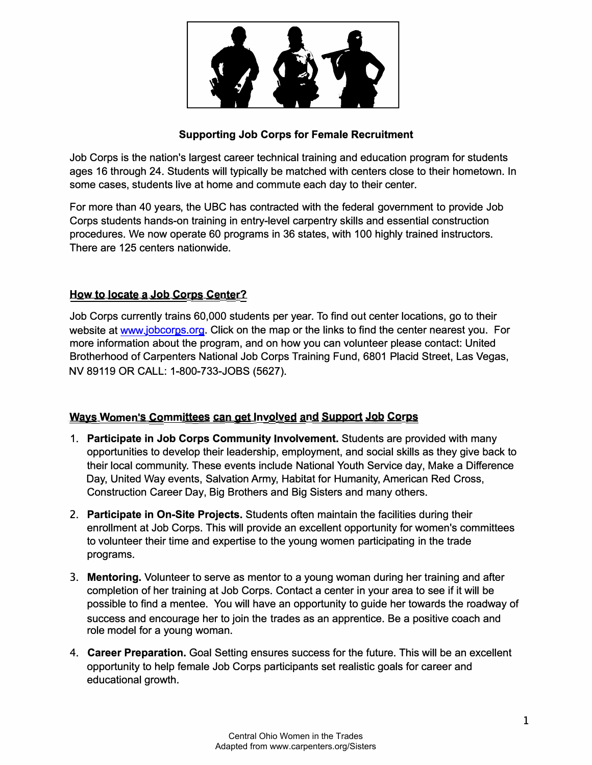# Supporting Job Corps for Female Recruitment

Job Corps is the nation's largest career technical training and education program for students ages 16 through 24. Students will typically be matched with centers close to their hometown. In some cases, students live at home and commute each day to their center.

For more than 40 years, the UBC has contracted with the federal government to provide Job Corps students hands-on training in entry-level carpentry skills and essential construction procedures. We now operate 60 programs in 36 states, with 100 highly trained instructors. There are 125 centers nationwide.

## How to locate a Job Corps Center?

Job Corps currently trains 60,000 students per year. To find out center locations, go to their website at www.jobcorps.org. Click on the map or the links to find the center nearest you. For more information about the program, and on how you can volunteer please contact: United Brotherhood of Carpenters National Job Corps Training Fund, 6801 Placid Street, Las Vegas, NV 89119 OR CALL: 1-800-733-JOBS (5627).

## Ways Women's Committees can get Involved and Support Job Corps

1. **Participate in Job Corps Community Involvement.** Students are provided with many opportunities to develop their leadership, employment, and social skills as they give back to their local community. These events include National Youth Service day, Make a Difference Day, United Way events, Salvation Army, Habitat for Humanity, American Red Cross, Construction Career Day, Big Brothers and Big Sisters and many others.
2. **Participate in On-Site Projects.** Students often maintain the facilities during their enrollment at Job Corps. This will provide an excellent opportunity for women's committees to volunteer their time and expertise to the young women participating in the trade programs.
3. **Mentoring.** Volunteer to serve as mentor to a young woman during her training and after completion of her training at Job Corps. Contact a center in your area to see if it will be possible to find a mentee. You will have an opportunity to guide her towards the roadway of success and encourage her to join the trades as an apprentice. Be a positive coach and role model for a young woman.
4. **Career Preparation.** Goal Setting ensures success for the future. This will be an excellent opportunity to help female Job Corps participants set realistic goals for career and educational growth.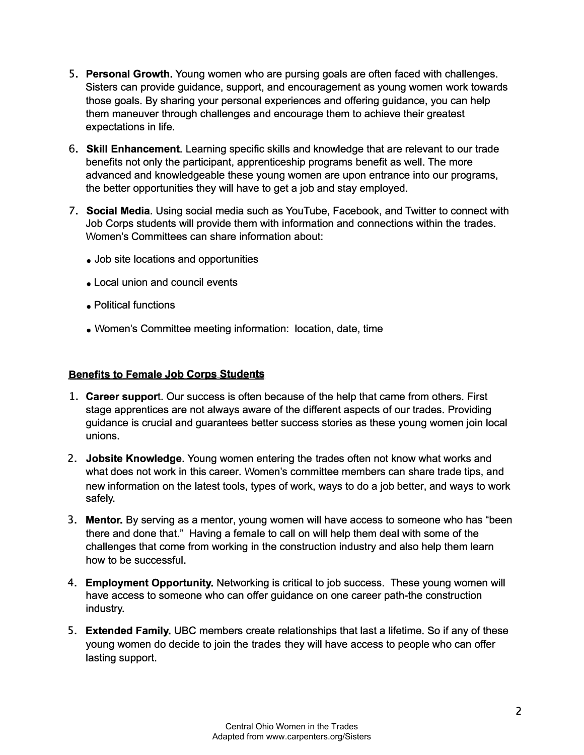5. **Personal Growth.** Young women who are pursing goals are often faced with challenges. Sisters can provide guidance, support, and encouragement as young women work towards those goals. By sharing your personal experiences and offering guidance, you can help them maneuver through challenges and encourage them to achieve their greatest expectations in life.

6. **Skill Enhancement**. Learning specific skills and knowledge that are relevant to our trade benefits not only the participant, apprenticeship programs benefit as well. The more advanced and knowledgeable these young women are upon entrance into our programs, the better opportunities they will have to get a job and stay employed.

7. **Social Media**. Using social media such as YouTube, Facebook, and Twitter to connect with Job Corps students will provide them with information and connections within the trades. Women's Committees can share information about:

   - Job site locations and opportunities
   - Local union and council events
   - Political functions
   - Women's Committee meeting information: location, date, time

**Benefits to Female Job Corps Students**

1. **Career support**. Our success is often because of the help that came from others. First stage apprentices are not always aware of the different aspects of our trades. Providing guidance is crucial and guarantees better success stories as these young women join local unions.

2. **Jobsite Knowledge**. Young women entering the trades often not know what works and what does not work in this career. Women's committee members can share trade tips, and new information on the latest tools, types of work, ways to do a job better, and ways to work safely.

3. **Mentor.** By serving as a mentor, young women will have access to someone who has "been there and done that." Having a female to call on will help them deal with some of the challenges that come from working in the construction industry and also help them learn how to be successful.

4. **Employment Opportunity.** Networking is critical to job success. These young women will have access to someone who can offer guidance on one career path-the construction industry.

5. **Extended Family.** UBC members create relationships that last a lifetime. So if any of these young women do decide to join the trades they will have access to people who can offer lasting support.

Central Ohio Women in the Trades
Adapted from www.carpenters.org/Sisters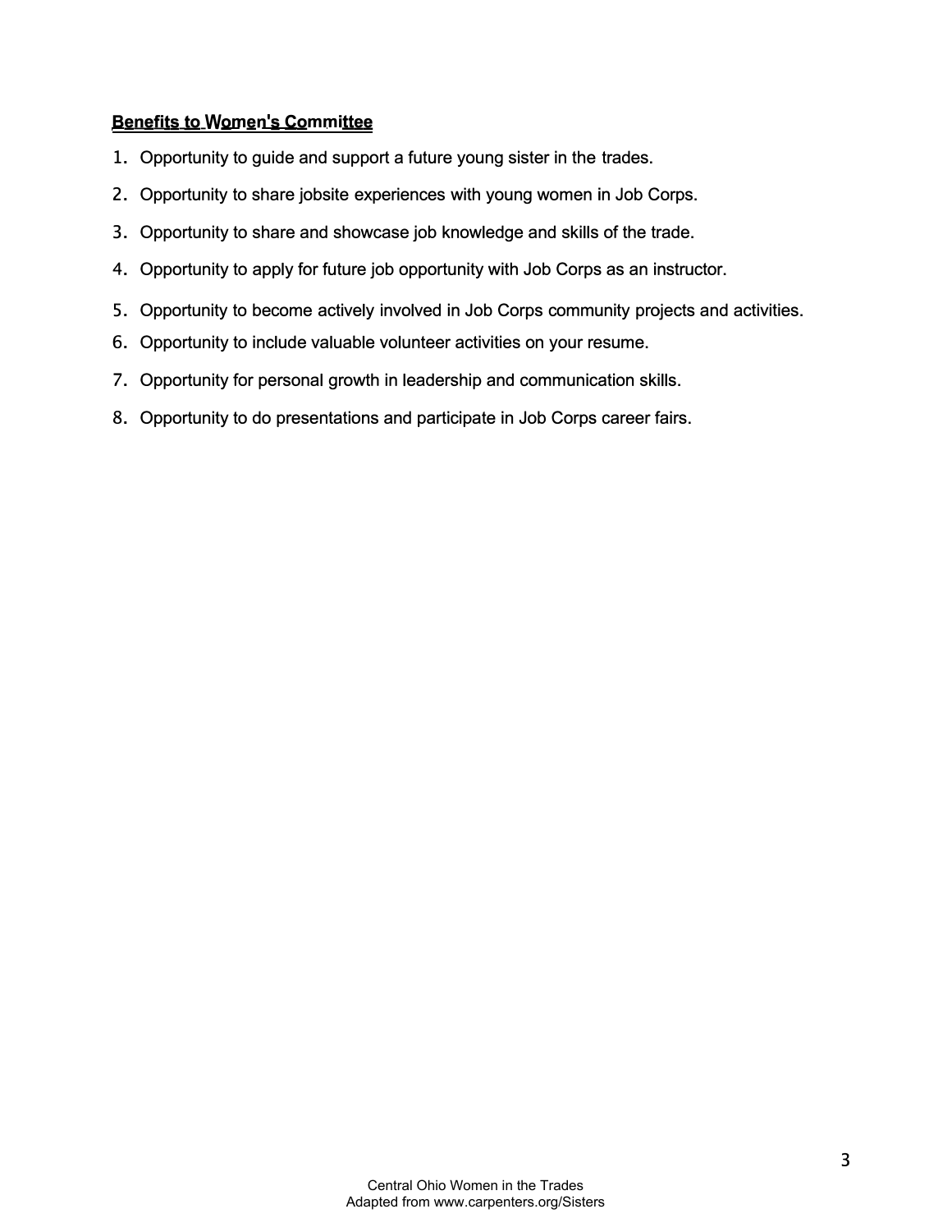**Benefits to Women's Committee**

1. Opportunity to guide and support a future young sister in the trades.
2. Opportunity to share jobsite experiences with young women in Job Corps.
3. Opportunity to share and showcase job knowledge and skills of the trade.
4. Opportunity to apply for future job opportunity with Job Corps as an instructor.
5. Opportunity to become actively involved in Job Corps community projects and activities.
6. Opportunity to include valuable volunteer activities on your resume.
7. Opportunity for personal growth in leadership and communication skills.
8. Opportunity to do presentations and participate in Job Corps career fairs.